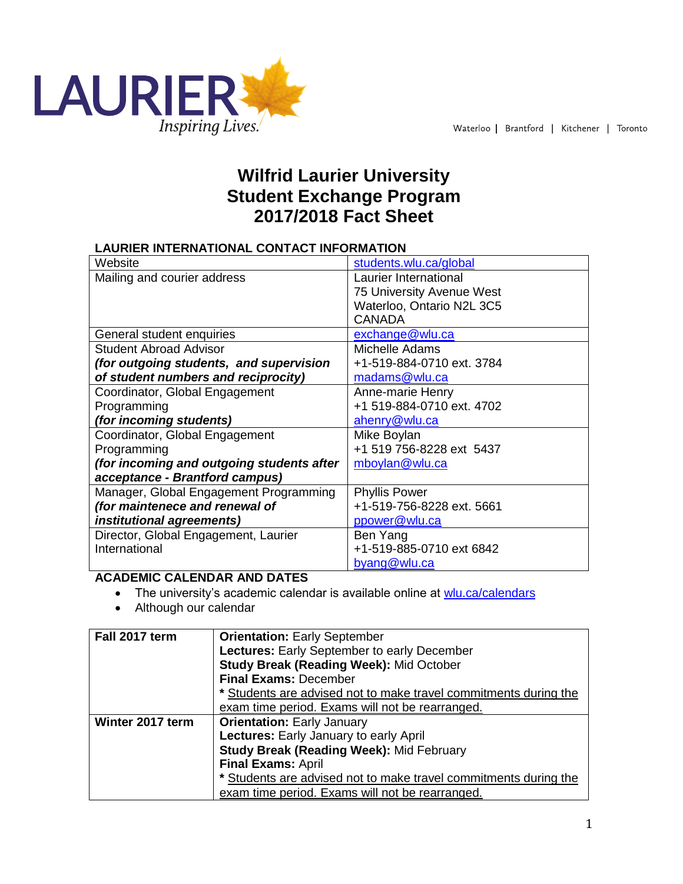LAURIER Inspiring Lives.

Waterloo | Brantford | Kitchener | Toronto

# Wilfrid Laurier University Student Exchange Program 2017/2018 Fact Sheet

## LAURIER INTERNATIONAL CONTACT INFORMATION

| | |
|---|---|
| Website | students.wlu.ca/global |
| Mailing and courier address | Laurier International<br>75 University Avenue West<br>Waterloo, Ontario N2L 3C5<br>CANADA |
| General student enquiries | exchange@wlu.ca |
| Student Abroad Advisor<br>***(for outgoing students, and supervision of student numbers and reciprocity)*** | Michelle Adams<br>+1-519-884-0710 ext. 3784<br>madams@wlu.ca |
| Coordinator, Global Engagement Programming<br>***(for incoming students)*** | Anne-marie Henry<br>+1 519-884-0710 ext. 4702<br>ahenry@wlu.ca |
| Coordinator, Global Engagement Programming<br>***(for incoming and outgoing students after acceptance - Brantford campus)*** | Mike Boylan<br>+1 519 756-8228 ext 5437<br>mboylan@wlu.ca |
| Manager, Global Engagement Programming<br>***(for maintenece and renewal of institutional agreements)*** | Phyllis Power<br>+1-519-756-8228 ext. 5661<br>ppower@wlu.ca |
| Director, Global Engagement, Laurier International | Ben Yang<br>+1-519-885-0710 ext 6842<br>byang@wlu.ca |

## ACADEMIC CALENDAR AND DATES

- The university's academic calendar is available online at wlu.ca/calendars
- Although our calendar

| | |
|---|---|
| **Fall 2017 term** | **Orientation:** Early September<br>**Lectures:** Early September to early December<br>**Study Break (Reading Week):** Mid October<br>**Final Exams:** December<br>\* Students are advised not to make travel commitments during the exam time period. Exams will not be rearranged. |
| **Winter 2017 term** | **Orientation:** Early January<br>**Lectures:** Early January to early April<br>**Study Break (Reading Week):** Mid February<br>**Final Exams:** April<br>\* Students are advised not to make travel commitments during the exam time period. Exams will not be rearranged. |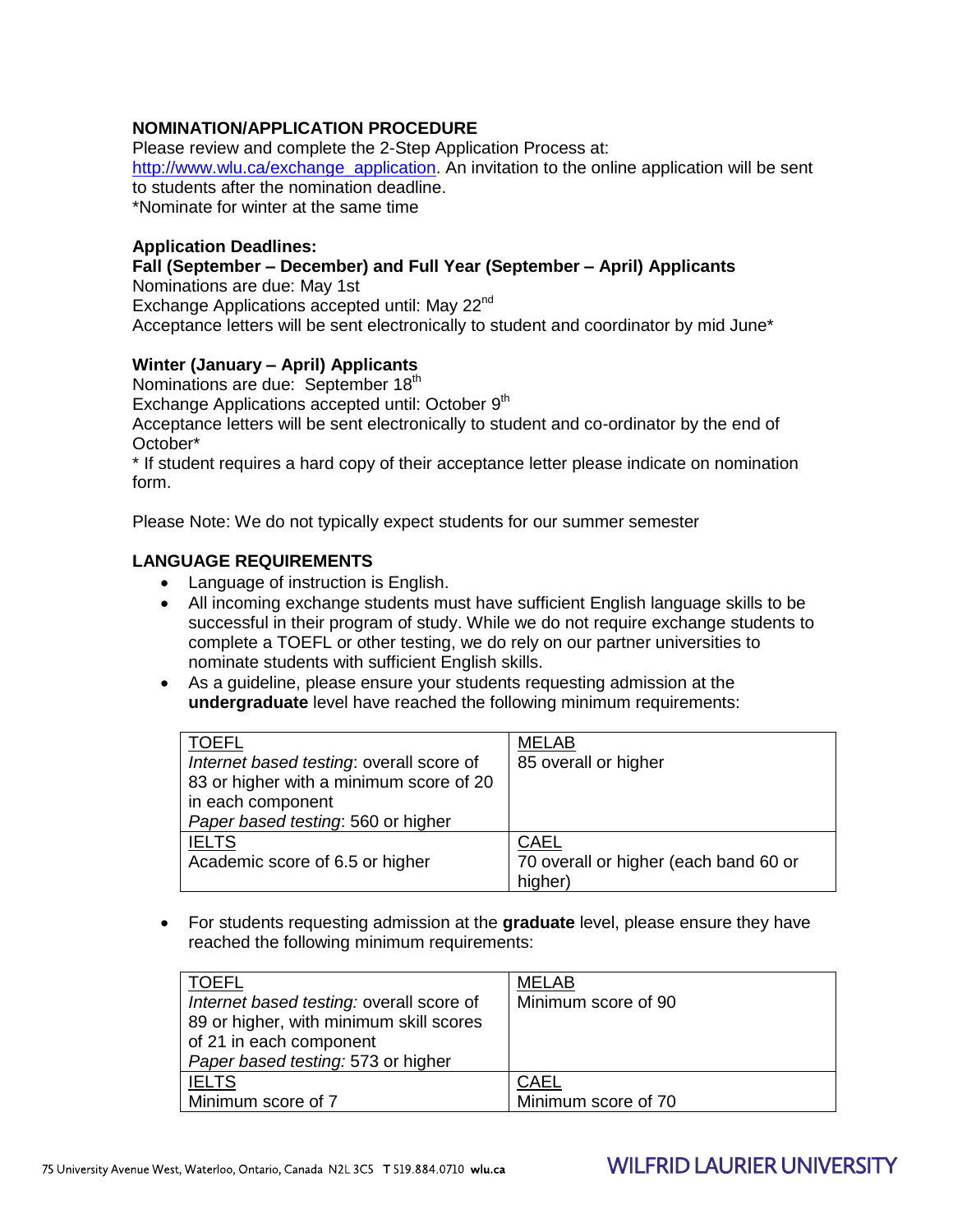### NOMINATION/APPLICATION PROCEDURE

Please review and complete the 2-Step Application Process at: http://www.wlu.ca/exchange_application. An invitation to the online application will be sent to students after the nomination deadline.

*Nominate for winter at the same time

**Application Deadlines:**

**Fall (September – December) and Full Year (September – April) Applicants**

Nominations are due: May 1st

Exchange Applications accepted until: May 22nd

Acceptance letters will be sent electronically to student and coordinator by mid June*

**Winter (January – April) Applicants**

Nominations are due: September 18th

Exchange Applications accepted until: October 9th

Acceptance letters will be sent electronically to student and co-ordinator by the end of October*

* If student requires a hard copy of their acceptance letter please indicate on nomination form.

Please Note: We do not typically expect students for our summer semester

### LANGUAGE REQUIREMENTS

- Language of instruction is English.
- All incoming exchange students must have sufficient English language skills to be successful in their program of study. While we do not require exchange students to complete a TOEFL or other testing, we do rely on our partner universities to nominate students with sufficient English skills.
- As a guideline, please ensure your students requesting admission at the **undergraduate** level have reached the following minimum requirements:

| TOEFL | MELAB |
|---|---|
| *Internet based testing*: overall score of 83 or higher with a minimum score of 20 in each component<br>*Paper based testing*: 560 or higher | 85 overall or higher |
| **IELTS** | **CAEL** |
| Academic score of 6.5 or higher | 70 overall or higher (each band 60 or higher) |

- For students requesting admission at the **graduate** level, please ensure they have reached the following minimum requirements:

| TOEFL | MELAB |
|---|---|
| *Internet based testing:* overall score of 89 or higher, with minimum skill scores of 21 in each component<br>*Paper based testing:* 573 or higher | Minimum score of 90 |
| **IELTS** | **CAEL** |
| Minimum score of 7 | Minimum score of 70 |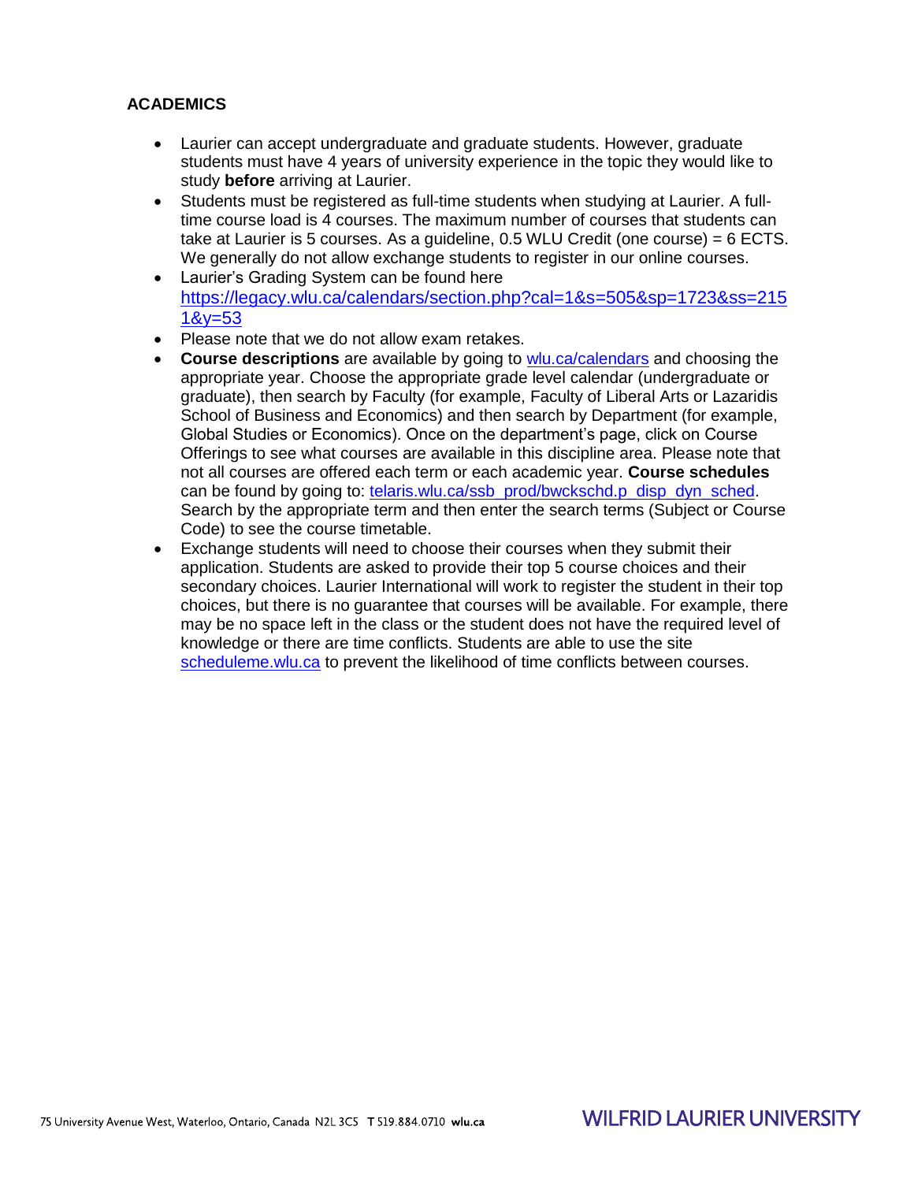## ACADEMICS

- Laurier can accept undergraduate and graduate students. However, graduate students must have 4 years of university experience in the topic they would like to study **before** arriving at Laurier.
- Students must be registered as full-time students when studying at Laurier. A full-time course load is 4 courses. The maximum number of courses that students can take at Laurier is 5 courses. As a guideline, 0.5 WLU Credit (one course) = 6 ECTS. We generally do not allow exchange students to register in our online courses.
- Laurier's Grading System can be found here https://legacy.wlu.ca/calendars/section.php?cal=1&s=505&sp=1723&ss=2151&y=53
- Please note that we do not allow exam retakes.
- **Course descriptions** are available by going to wlu.ca/calendars and choosing the appropriate year. Choose the appropriate grade level calendar (undergraduate or graduate), then search by Faculty (for example, Faculty of Liberal Arts or Lazaridis School of Business and Economics) and then search by Department (for example, Global Studies or Economics). Once on the department's page, click on Course Offerings to see what courses are available in this discipline area. Please note that not all courses are offered each term or each academic year. **Course schedules** can be found by going to: telaris.wlu.ca/ssb_prod/bwckschd.p_disp_dyn_sched. Search by the appropriate term and then enter the search terms (Subject or Course Code) to see the course timetable.
- Exchange students will need to choose their courses when they submit their application. Students are asked to provide their top 5 course choices and their secondary choices. Laurier International will work to register the student in their top choices, but there is no guarantee that courses will be available. For example, there may be no space left in the class or the student does not have the required level of knowledge or there are time conflicts. Students are able to use the site scheduleme.wlu.ca to prevent the likelihood of time conflicts between courses.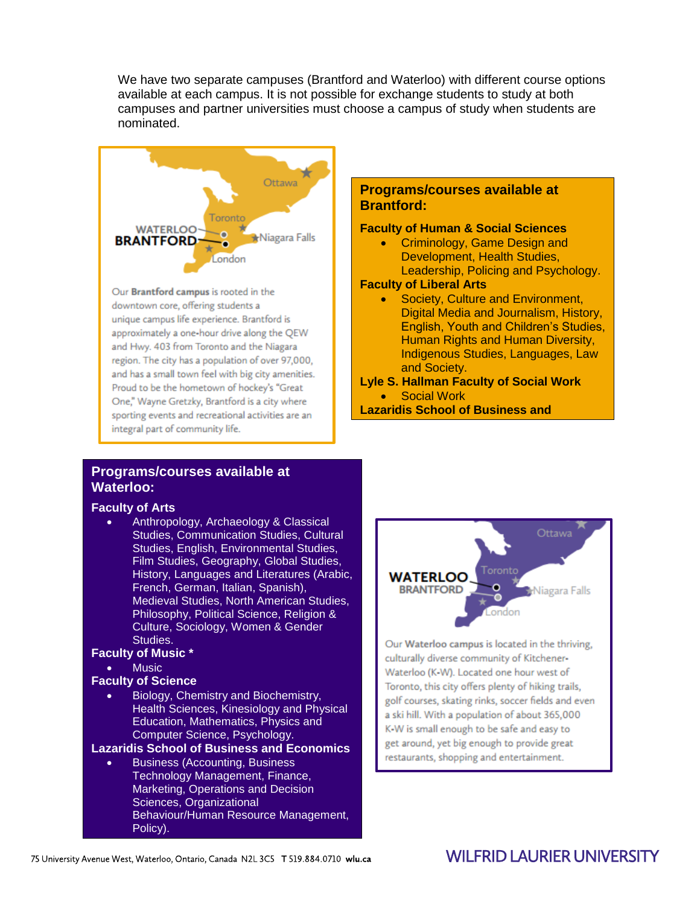We have two separate campuses (Brantford and Waterloo) with different course options available at each campus. It is not possible for exchange students to study at both campuses and partner universities must choose a campus of study when students are nominated.

Ottawa
Toronto
WATERLOO
BRANTFORD
Niagara Falls
London

Our **Brantford campus** is rooted in the downtown core, offering students a unique campus life experience. Brantford is approximately a one-hour drive along the QEW and Hwy. 403 from Toronto and the Niagara region. The city has a population of over 97,000, and has a small town feel with big city amenities. Proud to be the hometown of hockey's "Great One," Wayne Gretzky, Brantford is a city where sporting events and recreational activities are an integral part of community life.

## Programs/courses available at Brantford:

**Faculty of Human & Social Sciences**

- Criminology, Game Design and Development, Health Studies, Leadership, Policing and Psychology.

**Faculty of Liberal Arts**

- Society, Culture and Environment, Digital Media and Journalism, History, English, Youth and Children's Studies, Human Rights and Human Diversity, Indigenous Studies, Languages, Law and Society.

**Lyle S. Hallman Faculty of Social Work**

- Social Work

**Lazaridis School of Business and**

## Programs/courses available at Waterloo:

**Faculty of Arts**

- Anthropology, Archaeology & Classical Studies, Communication Studies, Cultural Studies, English, Environmental Studies, Film Studies, Geography, Global Studies, History, Languages and Literatures (Arabic, French, German, Italian, Spanish), Medieval Studies, North American Studies, Philosophy, Political Science, Religion & Culture, Sociology, Women & Gender Studies.

**Faculty of Music ***

- Music

**Faculty of Science**

- Biology, Chemistry and Biochemistry, Health Sciences, Kinesiology and Physical Education, Mathematics, Physics and Computer Science, Psychology.

**Lazaridis School of Business and Economics**

- Business (Accounting, Business Technology Management, Finance, Marketing, Operations and Decision Sciences, Organizational Behaviour/Human Resource Management, Policy).

Ottawa
WATERLOO
BRANTFORD
Toronto
Niagara Falls
London

Our **Waterloo campus** is located in the thriving, culturally diverse community of Kitchener-Waterloo (K-W). Located one hour west of Toronto, this city offers plenty of hiking trails, golf courses, skating rinks, soccer fields and even a ski hill. With a population of about 365,000 K-W is small enough to be safe and easy to get around, yet big enough to provide great restaurants, shopping and entertainment.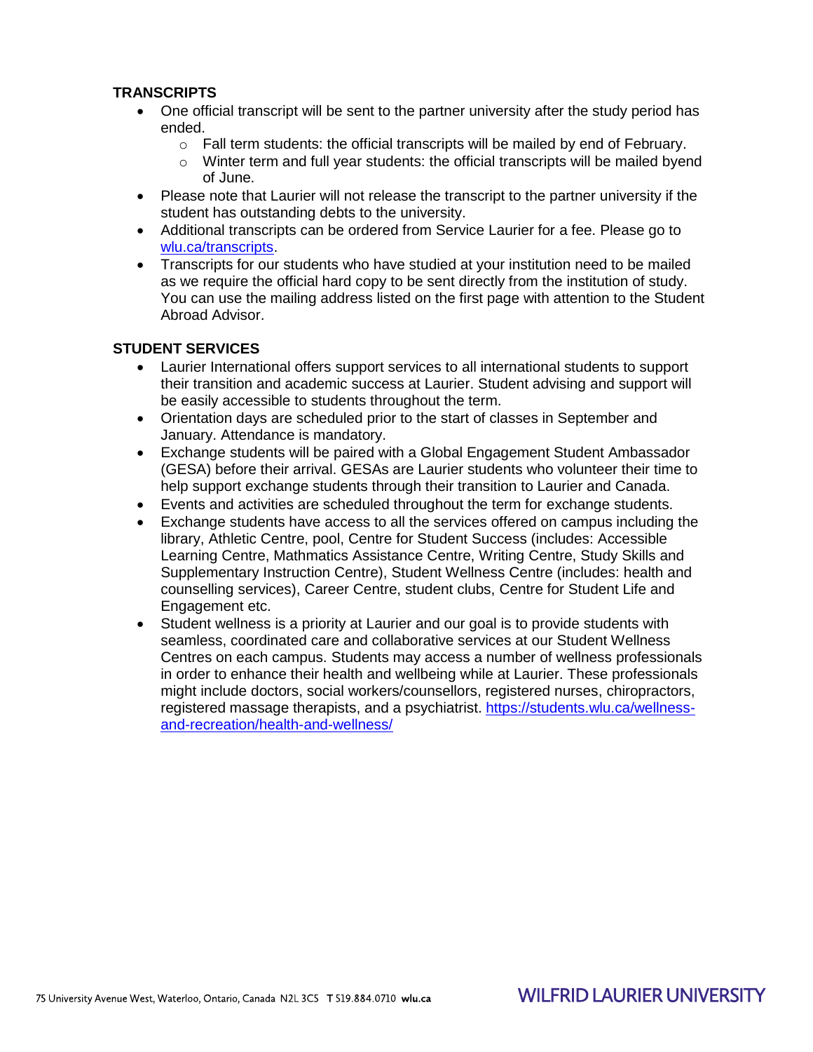## TRANSCRIPTS

- One official transcript will be sent to the partner university after the study period has ended.
  - Fall term students: the official transcripts will be mailed by end of February.
  - Winter term and full year students: the official transcripts will be mailed byend of June.
- Please note that Laurier will not release the transcript to the partner university if the student has outstanding debts to the university.
- Additional transcripts can be ordered from Service Laurier for a fee. Please go to [wlu.ca/transcripts](wlu.ca/transcripts).
- Transcripts for our students who have studied at your institution need to be mailed as we require the official hard copy to be sent directly from the institution of study. You can use the mailing address listed on the first page with attention to the Student Abroad Advisor.

## STUDENT SERVICES

- Laurier International offers support services to all international students to support their transition and academic success at Laurier. Student advising and support will be easily accessible to students throughout the term.
- Orientation days are scheduled prior to the start of classes in September and January. Attendance is mandatory.
- Exchange students will be paired with a Global Engagement Student Ambassador (GESA) before their arrival. GESAs are Laurier students who volunteer their time to help support exchange students through their transition to Laurier and Canada.
- Events and activities are scheduled throughout the term for exchange students.
- Exchange students have access to all the services offered on campus including the library, Athletic Centre, pool, Centre for Student Success (includes: Accessible Learning Centre, Mathmatics Assistance Centre, Writing Centre, Study Skills and Supplementary Instruction Centre), Student Wellness Centre (includes: health and counselling services), Career Centre, student clubs, Centre for Student Life and Engagement etc.
- Student wellness is a priority at Laurier and our goal is to provide students with seamless, coordinated care and collaborative services at our Student Wellness Centres on each campus. Students may access a number of wellness professionals in order to enhance their health and wellbeing while at Laurier. These professionals might include doctors, social workers/counsellors, registered nurses, chiropractors, registered massage therapists, and a psychiatrist. [https://students.wlu.ca/wellness-and-recreation/health-and-wellness/](https://students.wlu.ca/wellness-and-recreation/health-and-wellness/)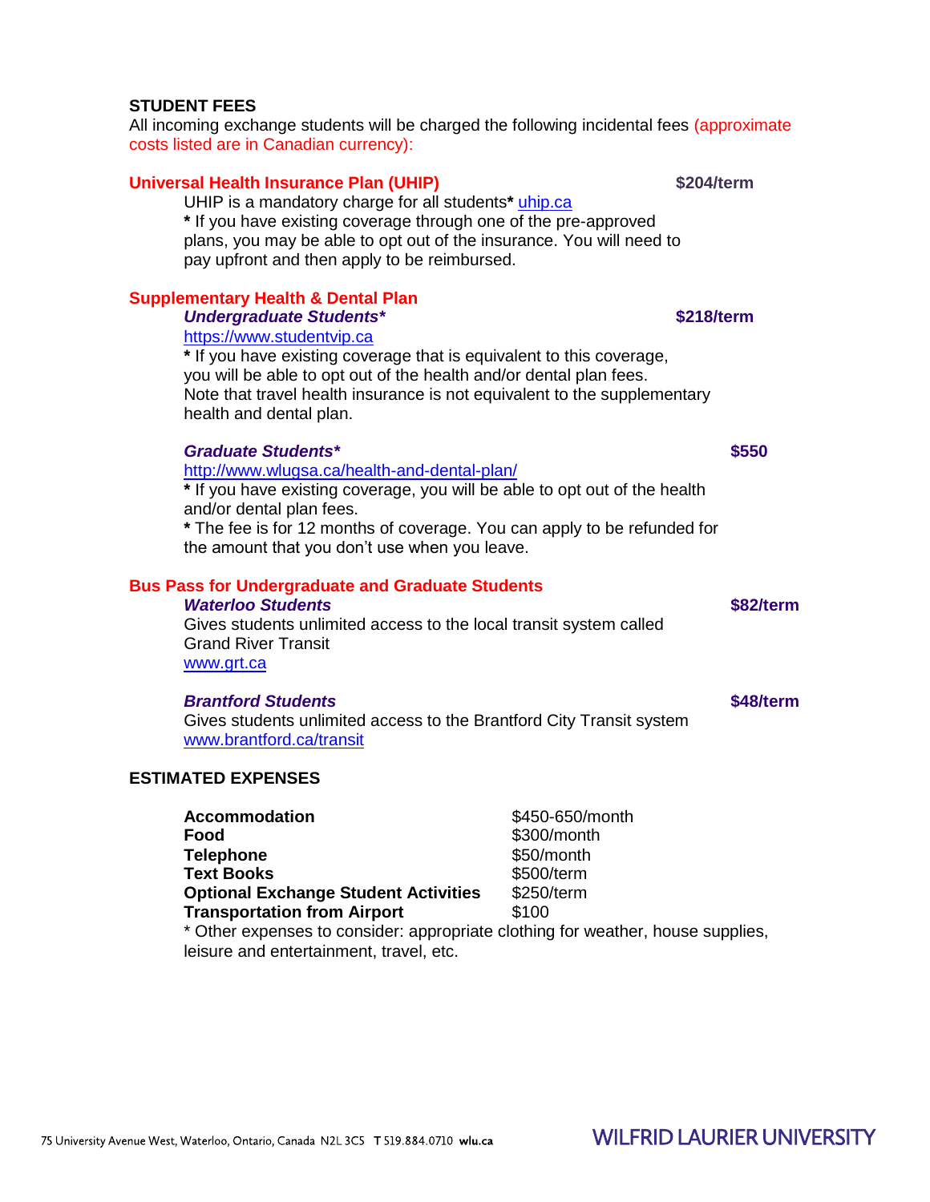## STUDENT FEES

All incoming exchange students will be charged the following incidental fees (approximate costs listed are in Canadian currency):

### Universal Health Insurance Plan (UHIP) — $204/term

UHIP is a mandatory charge for all students* uhip.ca

* If you have existing coverage through one of the pre-approved plans, you may be able to opt out of the insurance. You will need to pay upfront and then apply to be reimbursed.

### Supplementary Health & Dental Plan

***Undergraduate Students**** — **$218/term**

https://www.studentvip.ca

* If you have existing coverage that is equivalent to this coverage, you will be able to opt out of the health and/or dental plan fees. Note that travel health insurance is not equivalent to the supplementary health and dental plan.

***Graduate Students**** — **$550**

http://www.wlugsa.ca/health-and-dental-plan/

* If you have existing coverage, you will be able to opt out of the health and/or dental plan fees.

* The fee is for 12 months of coverage. You can apply to be refunded for the amount that you don't use when you leave.

### Bus Pass for Undergraduate and Graduate Students

***Waterloo Students*** — **$82/term**

Gives students unlimited access to the local transit system called Grand River Transit

www.grt.ca

***Brantford Students*** — **$48/term**

Gives students unlimited access to the Brantford City Transit system

www.brantford.ca/transit

## ESTIMATED EXPENSES

| | |
|---|---|
| **Accommodation** | $450-650/month |
| **Food** | $300/month |
| **Telephone** | $50/month |
| **Text Books** | $500/term |
| **Optional Exchange Student Activities** | $250/term |
| **Transportation from Airport** | $100 |

* Other expenses to consider: appropriate clothing for weather, house supplies, leisure and entertainment, travel, etc.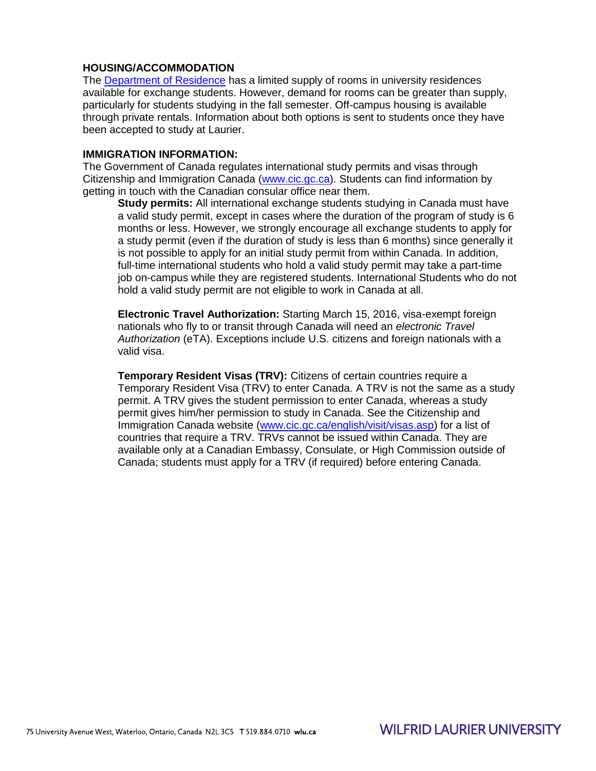## HOUSING/ACCOMMODATION

The [Department of Residence](#) has a limited supply of rooms in university residences available for exchange students. However, demand for rooms can be greater than supply, particularly for students studying in the fall semester. Off-campus housing is available through private rentals. Information about both options is sent to students once they have been accepted to study at Laurier.

## IMMIGRATION INFORMATION:

The Government of Canada regulates international study permits and visas through Citizenship and Immigration Canada ([www.cic.gc.ca](http://www.cic.gc.ca)). Students can find information by getting in touch with the Canadian consular office near them.

**Study permits:** All international exchange students studying in Canada must have a valid study permit, except in cases where the duration of the program of study is 6 months or less. However, we strongly encourage all exchange students to apply for a study permit (even if the duration of study is less than 6 months) since generally it is not possible to apply for an initial study permit from within Canada. In addition, full-time international students who hold a valid study permit may take a part-time job on-campus while they are registered students. International Students who do not hold a valid study permit are not eligible to work in Canada at all.

**Electronic Travel Authorization:** Starting March 15, 2016, visa-exempt foreign nationals who fly to or transit through Canada will need an *electronic Travel Authorization* (eTA). Exceptions include U.S. citizens and foreign nationals with a valid visa.

**Temporary Resident Visas (TRV):** Citizens of certain countries require a Temporary Resident Visa (TRV) to enter Canada. A TRV is not the same as a study permit. A TRV gives the student permission to enter Canada, whereas a study permit gives him/her permission to study in Canada. See the Citizenship and Immigration Canada website ([www.cic.gc.ca/english/visit/visas.asp](http://www.cic.gc.ca/english/visit/visas.asp)) for a list of countries that require a TRV. TRVs cannot be issued within Canada. They are available only at a Canadian Embassy, Consulate, or High Commission outside of Canada; students must apply for a TRV (if required) before entering Canada.